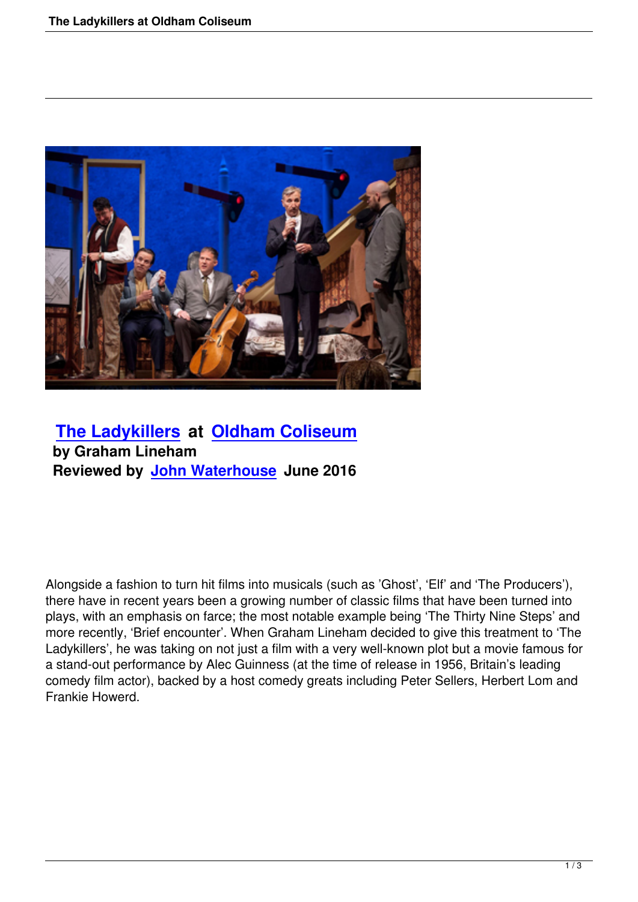## The Ladykillers at Oldham Coliseum

**by Graham Lineham**

**Reviewed by John Waterhouse June 2016**

Alongside a fashion to turn hit films into musicals (such as 'Ghost', 'Elf' and 'The Producers'), there have in recent years been a growing number of classic films that have been turned into plays, with an emphasis on farce; the most notable example being 'The Thirty Nine Steps' and more recently, 'Brief encounter'. When Graham Lineham decided to give this treatment to 'The Ladykillers', he was taking on not just a film with a very well-known plot but a movie famous for a stand-out performance by Alec Guinness (at the time of release in 1956, Britain's leading comedy film actor), backed by a host comedy greats including Peter Sellers, Herbert Lom and Frankie Howerd.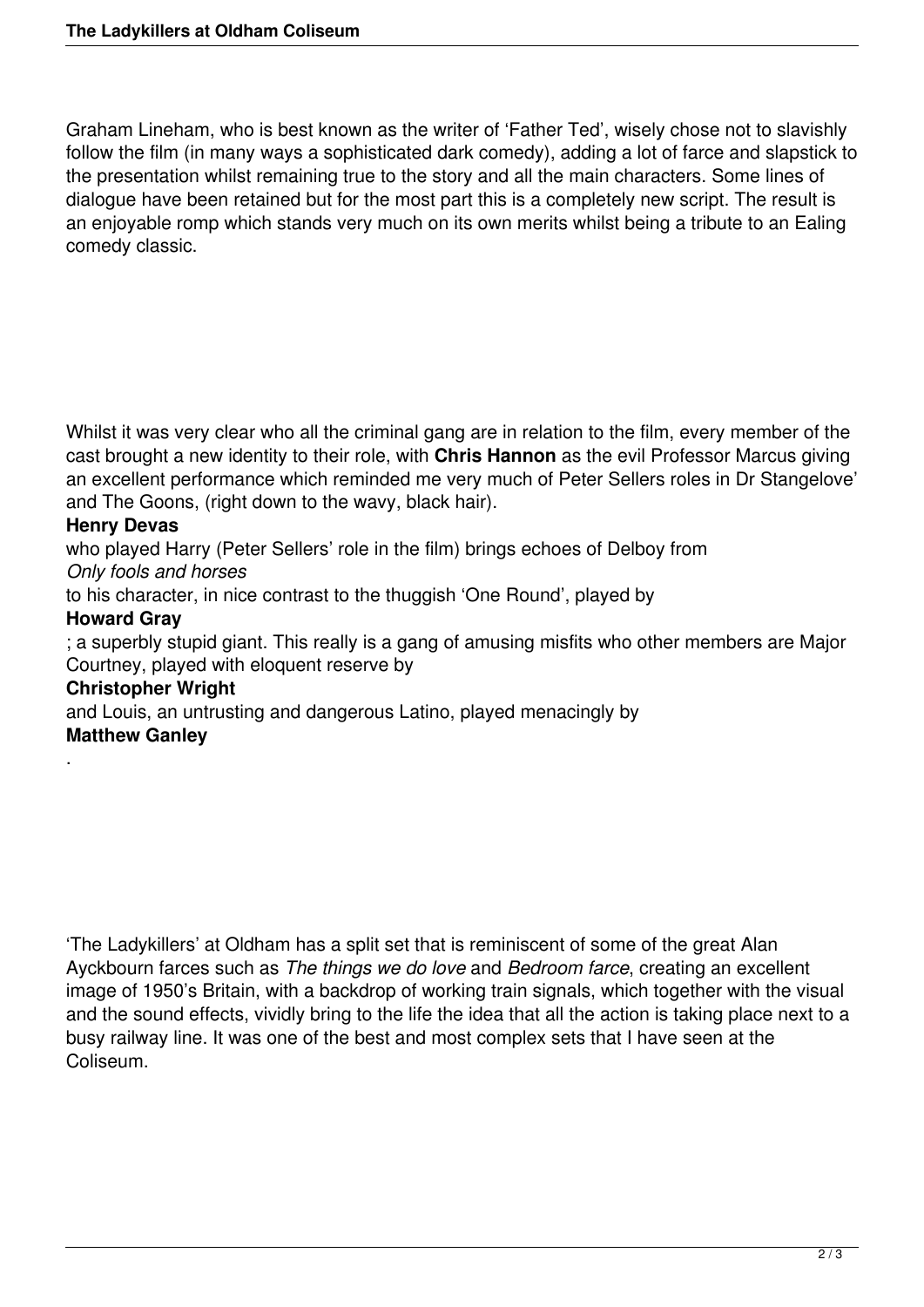Graham Lineham, who is best known as the writer of ‘Father Ted’, wisely chose not to slavishly follow the film (in many ways a sophisticated dark comedy), adding a lot of farce and slapstick to the presentation whilst remaining true to the story and all the main characters. Some lines of dialogue have been retained but for the most part this is a completely new script. The result is an enjoyable romp which stands very much on its own merits whilst being a tribute to an Ealing comedy classic.

Whilst it was very clear who all the criminal gang are in relation to the film, every member of the cast brought a new identity to their role, with **Chris Hannon** as the evil Professor Marcus giving an excellent performance which reminded me very much of Peter Sellers roles in Dr Stangelove’ and The Goons, (right down to the wavy, black hair). **Henry Devas** who played Harry (Peter Sellers’ role in the film) brings echoes of Delboy from *Only fools and horses* to his character, in nice contrast to the thuggish ‘One Round’, played by **Howard Gray**; a superbly stupid giant. This really is a gang of amusing misfits who other members are Major Courtney, played with eloquent reserve by **Christopher Wright** and Louis, an untrusting and dangerous Latino, played menacingly by **Matthew Ganley**.

‘The Ladykillers’ at Oldham has a split set that is reminiscent of some of the great Alan Ayckbourn farces such as *The things we do love* and *Bedroom farce*, creating an excellent image of 1950’s Britain, with a backdrop of working train signals, which together with the visual and the sound effects, vividly bring to the life the idea that all the action is taking place next to a busy railway line. It was one of the best and most complex sets that I have seen at the Coliseum.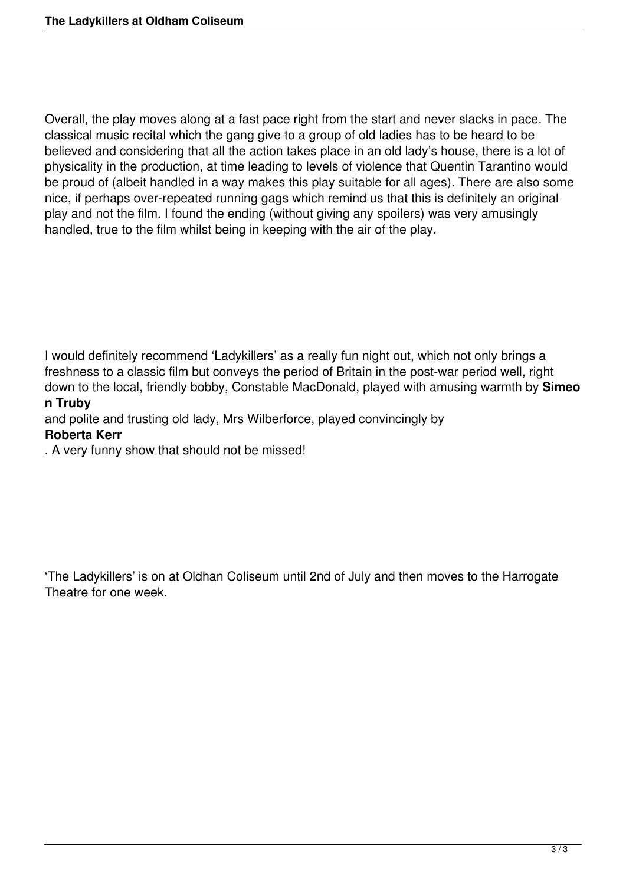Overall, the play moves along at a fast pace right from the start and never slacks in pace. The classical music recital which the gang give to a group of old ladies has to be heard to be believed and considering that all the action takes place in an old lady's house, there is a lot of physicality in the production, at time leading to levels of violence that Quentin Tarantino would be proud of (albeit handled in a way makes this play suitable for all ages). There are also some nice, if perhaps over-repeated running gags which remind us that this is definitely an original play and not the film. I found the ending (without giving any spoilers) was very amusingly handled, true to the film whilst being in keeping with the air of the play.

I would definitely recommend 'Ladykillers' as a really fun night out, which not only brings a freshness to a classic film but conveys the period of Britain in the post-war period well, right down to the local, friendly bobby, Constable MacDonald, played with amusing warmth by **Simeon Truby** and polite and trusting old lady, Mrs Wilberforce, played convincingly by **Roberta Kerr**. A very funny show that should not be missed!

'The Ladykillers' is on at Oldhan Coliseum until 2nd of July and then moves to the Harrogate Theatre for one week.